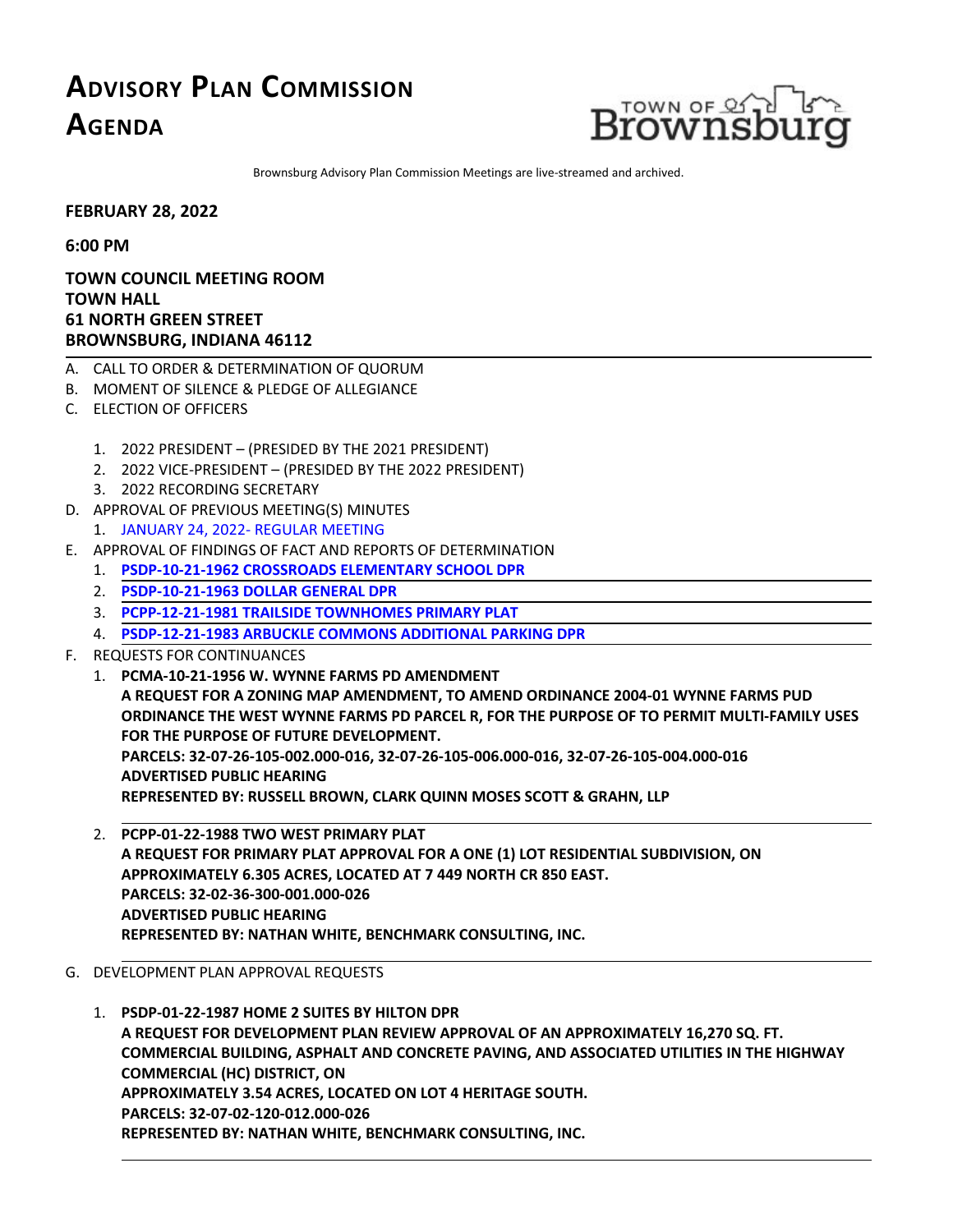# ADVISORY PLAN COMMISSION AGENDA

TOWN OF Brownsburg

Brownsburg Advisory Plan Commission Meetings are live-streamed and archived.

**FEBRUARY 28, 2022**

**6:00 PM**

**TOWN COUNCIL MEETING ROOM**
**TOWN HALL**
**61 NORTH GREEN STREET**
**BROWNSBURG, INDIANA 46112**

A. CALL TO ORDER & DETERMINATION OF QUORUM
B. MOMENT OF SILENCE & PLEDGE OF ALLEGIANCE
C. ELECTION OF OFFICERS

1. 2022 PRESIDENT – (PRESIDED BY THE 2021 PRESIDENT)
2. 2022 VICE-PRESIDENT – (PRESIDED BY THE 2022 PRESIDENT)
3. 2022 RECORDING SECRETARY

D. APPROVAL OF PREVIOUS MEETING(S) MINUTES
1. JANUARY 24, 2022- REGULAR MEETING

E. APPROVAL OF FINDINGS OF FACT AND REPORTS OF DETERMINATION
1. **PSDP-10-21-1962 CROSSROADS ELEMENTARY SCHOOL DPR**
2. **PSDP-10-21-1963 DOLLAR GENERAL DPR**
3. **PCPP-12-21-1981 TRAILSIDE TOWNHOMES PRIMARY PLAT**
4. **PSDP-12-21-1983 ARBUCKLE COMMONS ADDITIONAL PARKING DPR**

F. REQUESTS FOR CONTINUANCES
1. **PCMA-10-21-1956 W. WYNNE FARMS PD AMENDMENT**
**A REQUEST FOR A ZONING MAP AMENDMENT, TO AMEND ORDINANCE 2004-01 WYNNE FARMS PUD ORDINANCE THE WEST WYNNE FARMS PD PARCEL R, FOR THE PURPOSE OF TO PERMIT MULTI-FAMILY USES FOR THE PURPOSE OF FUTURE DEVELOPMENT.**
**PARCELS: 32-07-26-105-002.000-016, 32-07-26-105-006.000-016, 32-07-26-105-004.000-016**
**ADVERTISED PUBLIC HEARING**
**REPRESENTED BY: RUSSELL BROWN, CLARK QUINN MOSES SCOTT & GRAHN, LLP**

2. **PCPP-01-22-1988 TWO WEST PRIMARY PLAT**
**A REQUEST FOR PRIMARY PLAT APPROVAL FOR A ONE (1) LOT RESIDENTIAL SUBDIVISION, ON APPROXIMATELY 6.305 ACRES, LOCATED AT 7 449 NORTH CR 850 EAST.**
**PARCELS: 32-02-36-300-001.000-026**
**ADVERTISED PUBLIC HEARING**
**REPRESENTED BY: NATHAN WHITE, BENCHMARK CONSULTING, INC.**

G. DEVELOPMENT PLAN APPROVAL REQUESTS

1. **PSDP-01-22-1987 HOME 2 SUITES BY HILTON DPR**
**A REQUEST FOR DEVELOPMENT PLAN REVIEW APPROVAL OF AN APPROXIMATELY 16,270 SQ. FT. COMMERCIAL BUILDING, ASPHALT AND CONCRETE PAVING, AND ASSOCIATED UTILITIES IN THE HIGHWAY COMMERCIAL (HC) DISTRICT, ON**
**APPROXIMATELY 3.54 ACRES, LOCATED ON LOT 4 HERITAGE SOUTH.**
**PARCELS: 32-07-02-120-012.000-026**
**REPRESENTED BY: NATHAN WHITE, BENCHMARK CONSULTING, INC.**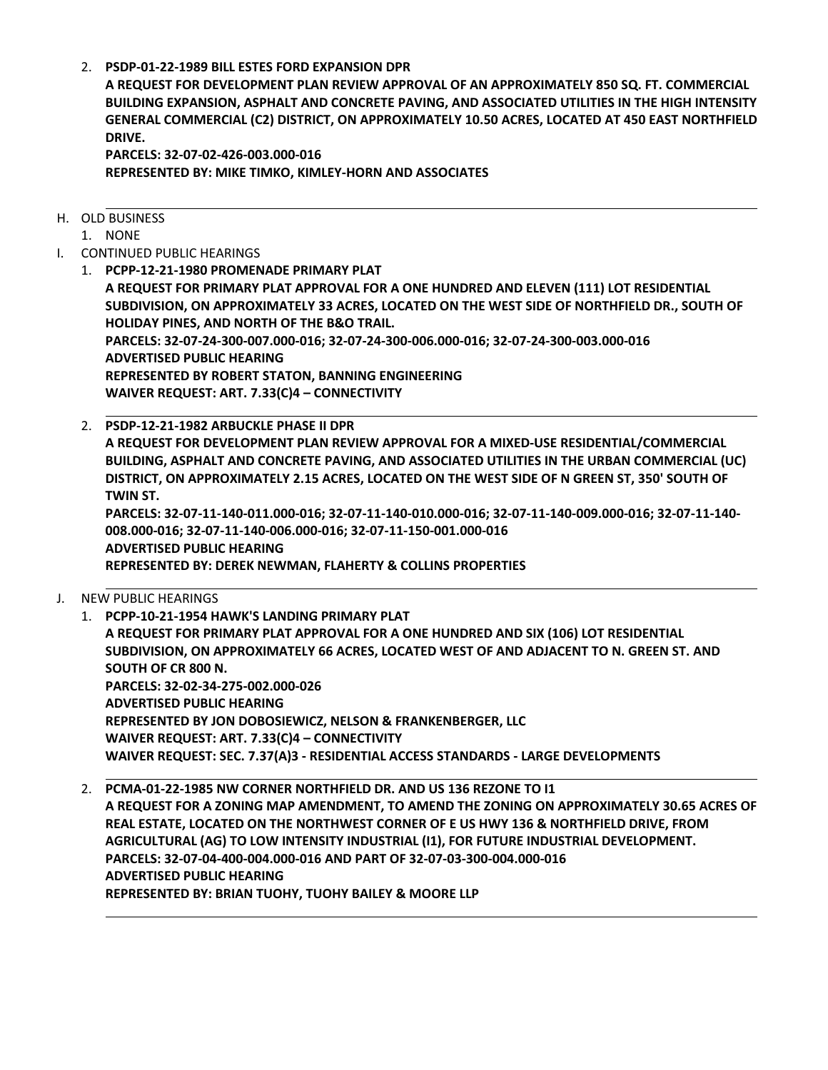2. **PSDP-01-22-1989 BILL ESTES FORD EXPANSION DPR**
   **A REQUEST FOR DEVELOPMENT PLAN REVIEW APPROVAL OF AN APPROXIMATELY 850 SQ. FT. COMMERCIAL BUILDING EXPANSION, ASPHALT AND CONCRETE PAVING, AND ASSOCIATED UTILITIES IN THE HIGH INTENSITY GENERAL COMMERCIAL (C2) DISTRICT, ON APPROXIMATELY 10.50 ACRES, LOCATED AT 450 EAST NORTHFIELD DRIVE.**
   **PARCELS: 32-07-02-426-003.000-016**
   **REPRESENTED BY: MIKE TIMKO, KIMLEY-HORN AND ASSOCIATES**

---

H. OLD BUSINESS
   1. NONE

I. CONTINUED PUBLIC HEARINGS
   1. **PCPP-12-21-1980 PROMENADE PRIMARY PLAT**
      **A REQUEST FOR PRIMARY PLAT APPROVAL FOR A ONE HUNDRED AND ELEVEN (111) LOT RESIDENTIAL SUBDIVISION, ON APPROXIMATELY 33 ACRES, LOCATED ON THE WEST SIDE OF NORTHFIELD DR., SOUTH OF HOLIDAY PINES, AND NORTH OF THE B&O TRAIL.**
      **PARCELS: 32-07-24-300-007.000-016; 32-07-24-300-006.000-016; 32-07-24-300-003.000-016**
      **ADVERTISED PUBLIC HEARING**
      **REPRESENTED BY ROBERT STATON, BANNING ENGINEERING**
      **WAIVER REQUEST: ART. 7.33(C)4 – CONNECTIVITY**

   ---

   2. **PSDP-12-21-1982 ARBUCKLE PHASE II DPR**
      **A REQUEST FOR DEVELOPMENT PLAN REVIEW APPROVAL FOR A MIXED-USE RESIDENTIAL/COMMERCIAL BUILDING, ASPHALT AND CONCRETE PAVING, AND ASSOCIATED UTILITIES IN THE URBAN COMMERCIAL (UC) DISTRICT, ON APPROXIMATELY 2.15 ACRES, LOCATED ON THE WEST SIDE OF N GREEN ST, 350' SOUTH OF TWIN ST.**
      **PARCELS: 32-07-11-140-011.000-016; 32-07-11-140-010.000-016; 32-07-11-140-009.000-016; 32-07-11-140-008.000-016; 32-07-11-140-006.000-016; 32-07-11-150-001.000-016**
      **ADVERTISED PUBLIC HEARING**
      **REPRESENTED BY: DEREK NEWMAN, FLAHERTY & COLLINS PROPERTIES**

---

J. NEW PUBLIC HEARINGS
   1. **PCPP-10-21-1954 HAWK'S LANDING PRIMARY PLAT**
      **A REQUEST FOR PRIMARY PLAT APPROVAL FOR A ONE HUNDRED AND SIX (106) LOT RESIDENTIAL SUBDIVISION, ON APPROXIMATELY 66 ACRES, LOCATED WEST OF AND ADJACENT TO N. GREEN ST. AND SOUTH OF CR 800 N.**
      **PARCELS: 32-02-34-275-002.000-026**
      **ADVERTISED PUBLIC HEARING**
      **REPRESENTED BY JON DOBOSIEWICZ, NELSON & FRANKENBERGER, LLC**
      **WAIVER REQUEST: ART. 7.33(C)4 – CONNECTIVITY**
      **WAIVER REQUEST: SEC. 7.37(A)3 - RESIDENTIAL ACCESS STANDARDS - LARGE DEVELOPMENTS**

   ---

   2. **PCMA-01-22-1985 NW CORNER NORTHFIELD DR. AND US 136 REZONE TO I1**
      **A REQUEST FOR A ZONING MAP AMENDMENT, TO AMEND THE ZONING ON APPROXIMATELY 30.65 ACRES OF REAL ESTATE, LOCATED ON THE NORTHWEST CORNER OF E US HWY 136 & NORTHFIELD DRIVE, FROM AGRICULTURAL (AG) TO LOW INTENSITY INDUSTRIAL (I1), FOR FUTURE INDUSTRIAL DEVELOPMENT.**
      **PARCELS: 32-07-04-400-004.000-016 AND PART OF 32-07-03-300-004.000-016**
      **ADVERTISED PUBLIC HEARING**
      **REPRESENTED BY: BRIAN TUOHY, TUOHY BAILEY & MOORE LLP**

---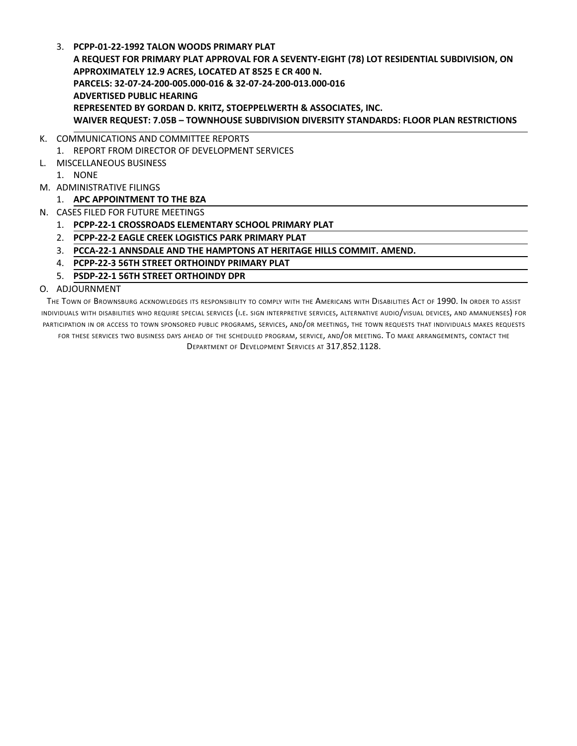3. **PCPP-01-22-1992 TALON WOODS PRIMARY PLAT**
   **A REQUEST FOR PRIMARY PLAT APPROVAL FOR A SEVENTY-EIGHT (78) LOT RESIDENTIAL SUBDIVISION, ON APPROXIMATELY 12.9 ACRES, LOCATED AT 8525 E CR 400 N.**
   **PARCELS: 32-07-24-200-005.000-016 & 32-07-24-200-013.000-016**
   **ADVERTISED PUBLIC HEARING**
   **REPRESENTED BY GORDAN D. KRITZ, STOEPPELWERTH & ASSOCIATES, INC.**
   **WAIVER REQUEST: 7.05B – TOWNHOUSE SUBDIVISION DIVERSITY STANDARDS: FLOOR PLAN RESTRICTIONS**

K. COMMUNICATIONS AND COMMITTEE REPORTS
   1. REPORT FROM DIRECTOR OF DEVELOPMENT SERVICES

L. MISCELLANEOUS BUSINESS
   1. NONE

M. ADMINISTRATIVE FILINGS
   1. **APC APPOINTMENT TO THE BZA**

N. CASES FILED FOR FUTURE MEETINGS
   1. **PCPP-22-1 CROSSROADS ELEMENTARY SCHOOL PRIMARY PLAT**
   2. **PCPP-22-2 EAGLE CREEK LOGISTICS PARK PRIMARY PLAT**
   3. **PCCA-22-1 ANNSDALE AND THE HAMPTONS AT HERITAGE HILLS COMMIT. AMEND.**
   4. **PCPP-22-3 56TH STREET ORTHOINDY PRIMARY PLAT**
   5. **PSDP-22-1 56TH STREET ORTHOINDY DPR**

O. ADJOURNMENT

THE TOWN OF BROWNSBURG ACKNOWLEDGES ITS RESPONSIBILITY TO COMPLY WITH THE AMERICANS WITH DISABILITIES ACT OF 1990. IN ORDER TO ASSIST INDIVIDUALS WITH DISABILITIES WHO REQUIRE SPECIAL SERVICES (I.E. SIGN INTERPRETIVE SERVICES, ALTERNATIVE AUDIO/VISUAL DEVICES, AND AMANUENSES) FOR PARTICIPATION IN OR ACCESS TO TOWN SPONSORED PUBLIC PROGRAMS, SERVICES, AND/OR MEETINGS, THE TOWN REQUESTS THAT INDIVIDUALS MAKES REQUESTS FOR THESE SERVICES TWO BUSINESS DAYS AHEAD OF THE SCHEDULED PROGRAM, SERVICE, AND/OR MEETING. TO MAKE ARRANGEMENTS, CONTACT THE DEPARTMENT OF DEVELOPMENT SERVICES AT 317.852.1128.